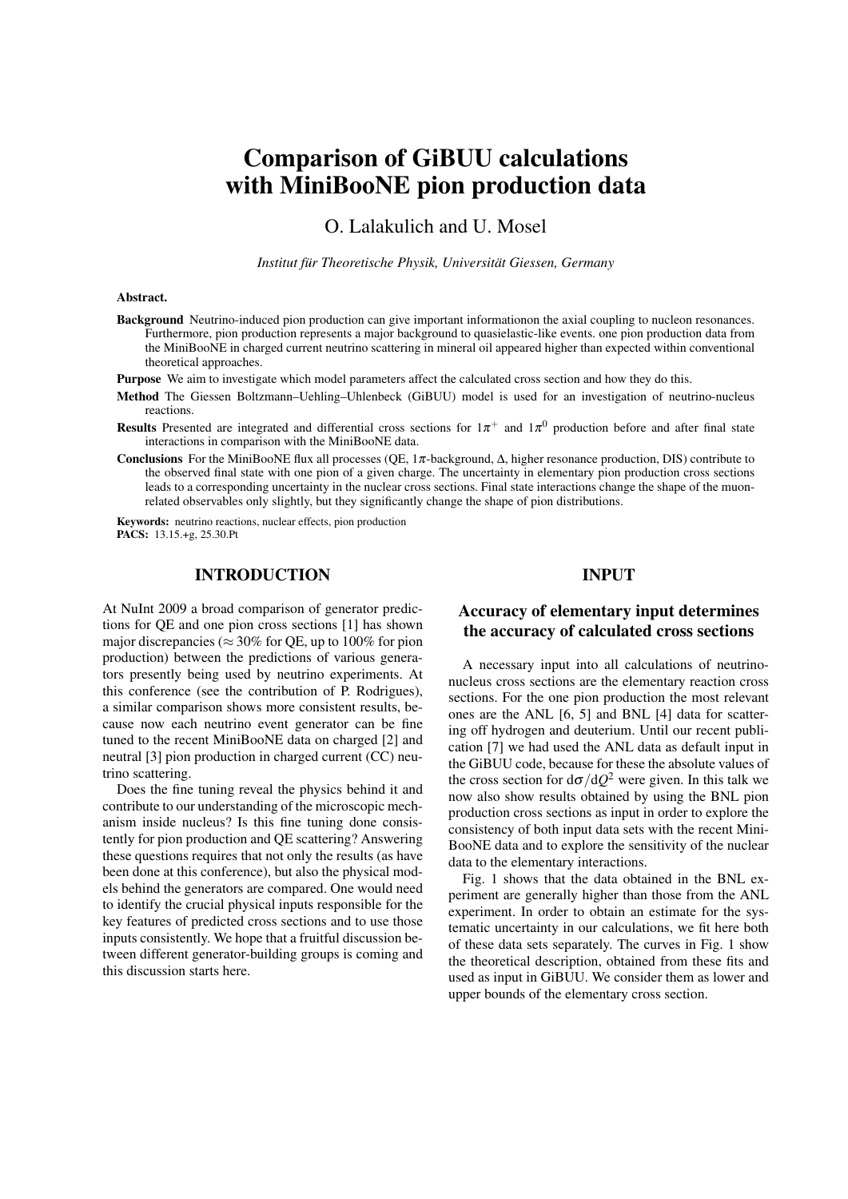# Comparison of GiBUU calculations with MiniBooNE pion production data

O. Lalakulich and U. Mosel

*Institut für Theoretische Physik, Universität Giessen, Germany*

**Abstract.**

**Background** Neutrino-induced pion production can give important informationon the axial coupling to nucleon resonances. Furthermore, pion production represents a major background to quasielastic-like events. one pion production data from the MiniBooNE in charged current neutrino scattering in mineral oil appeared higher than expected within conventional theoretical approaches.

**Purpose** We aim to investigate which model parameters affect the calculated cross section and how they do this.

**Method** The Giessen Boltzmann–Uehling–Uhlenbeck (GiBUU) model is used for an investigation of neutrino-nucleus reactions.

**Results** Presented are integrated and differential cross sections for $1\pi^+$ and $1\pi^0$ production before and after final state interactions in comparison with the MiniBooNE data.

**Conclusions** For the MiniBooNE flux all processes (QE, $1\pi$-background, $\Delta$, higher resonance production, DIS) contribute to the observed final state with one pion of a given charge. The uncertainty in elementary pion production cross sections leads to a corresponding uncertainty in the nuclear cross sections. Final state interactions change the shape of the muon-related observables only slightly, but they significantly change the shape of pion distributions.

**Keywords:** neutrino reactions, nuclear effects, pion production
**PACS:** 13.15.+g, 25.30.Pt

## INTRODUCTION

At NuInt 2009 a broad comparison of generator predictions for QE and one pion cross sections [1] has shown major discrepancies ($\approx 30\%$ for QE, up to 100% for pion production) between the predictions of various generators presently being used by neutrino experiments. At this conference (see the contribution of P. Rodrigues), a similar comparison shows more consistent results, because now each neutrino event generator can be fine tuned to the recent MiniBooNE data on charged [2] and neutral [3] pion production in charged current (CC) neutrino scattering.

Does the fine tuning reveal the physics behind it and contribute to our understanding of the microscopic mechanism inside nucleus? Is this fine tuning done consistently for pion production and QE scattering? Answering these questions requires that not only the results (as have been done at this conference), but also the physical models behind the generators are compared. One would need to identify the crucial physical inputs responsible for the key features of predicted cross sections and to use those inputs consistently. We hope that a fruitful discussion between different generator-building groups is coming and this discussion starts here.

## INPUT

### Accuracy of elementary input determines the accuracy of calculated cross sections

A necessary input into all calculations of neutrino-nucleus cross sections are the elementary reaction cross sections. For the one pion production the most relevant ones are the ANL [6, 5] and BNL [4] data for scattering off hydrogen and deuterium. Until our recent publication [7] we had used the ANL data as default input in the GiBUU code, because for these the absolute values of the cross section for $d\sigma/dQ^2$ were given. In this talk we now also show results obtained by using the BNL pion production cross sections as input in order to explore the consistency of both input data sets with the recent MiniBooNE data and to explore the sensitivity of the nuclear data to the elementary interactions.

Fig. 1 shows that the data obtained in the BNL experiment are generally higher than those from the ANL experiment. In order to obtain an estimate for the systematic uncertainty in our calculations, we fit here both of these data sets separately. The curves in Fig. 1 show the theoretical description, obtained from these fits and used as input in GiBUU. We consider them as lower and upper bounds of the elementary cross section.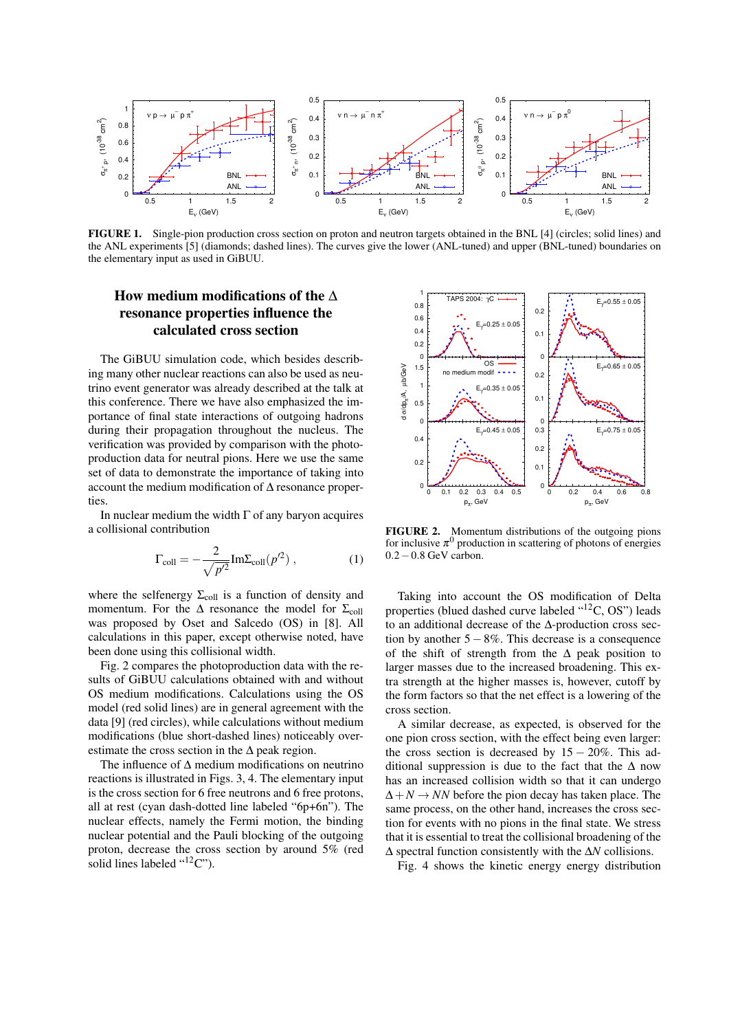**FIGURE 1.** Single-pion production cross section on proton and neutron targets obtained in the BNL [4] (circles; solid lines) and the ANL experiments [5] (diamonds; dashed lines). The curves give the lower (ANL-tuned) and upper (BNL-tuned) boundaries on the elementary input as used in GiBUU.

## How medium modifications of the $\Delta$ resonance properties influence the calculated cross section

The GiBUU simulation code, which besides describing many other nuclear reactions can also be used as neutrino event generator was already described at the talk at this conference. There we have also emphasized the importance of final state interactions of outgoing hadrons during their propagation throughout the nucleus. The verification was provided by comparison with the photoproduction data for neutral pions. Here we use the same set of data to demonstrate the importance of taking into account the medium modification of $\Delta$ resonance properties.

In nuclear medium the width $\Gamma$ of any baryon acquires a collisional contribution

$$\Gamma_{\text{coll}} = -\frac{2}{\sqrt{p'^2}}\text{Im}\Sigma_{\text{coll}}(p'^2)\,, \tag{1}$$

where the selfenergy $\Sigma_{\text{coll}}$ is a function of density and momentum. For the $\Delta$ resonance the model for $\Sigma_{\text{coll}}$ was proposed by Oset and Salcedo (OS) in [8]. All calculations in this paper, except otherwise noted, have been done using this collisional width.

Fig. 2 compares the photoproduction data with the results of GiBUU calculations obtained with and without OS medium modifications. Calculations using the OS model (red solid lines) are in general agreement with the data [9] (red circles), while calculations without medium modifications (blue short-dashed lines) noticeably overestimate the cross section in the $\Delta$ peak region.

The influence of $\Delta$ medium modifications on neutrino reactions is illustrated in Figs. 3, 4. The elementary input is the cross section for 6 free neutrons and 6 free protons, all at rest (cyan dash-dotted line labeled "6p+6n"). The nuclear effects, namely the Fermi motion, the binding nuclear potential and the Pauli blocking of the outgoing proton, decrease the cross section by around 5% (red solid lines labeled "$^{12}$C").

**FIGURE 2.** Momentum distributions of the outgoing pions for inclusive $\pi^0$ production in scattering of photons of energies $0.2-0.8$ GeV carbon.

Taking into account the OS modification of Delta properties (blued dashed curve labeled "$^{12}$C, OS") leads to an additional decrease of the $\Delta$-production cross section by another $5-8\%$. This decrease is a consequence of the shift of strength from the $\Delta$ peak position to larger masses due to the increased broadening. This extra strength at the higher masses is, however, cutoff by the form factors so that the net effect is a lowering of the cross section.

A similar decrease, as expected, is observed for the one pion cross section, with the effect being even larger: the cross section is decreased by $15-20\%$. This additional suppression is due to the fact that the $\Delta$ now has an increased collision width so that it can undergo $\Delta + N \to NN$ before the pion decay has taken place. The same process, on the other hand, increases the cross section for events with no pions in the final state. We stress that it is essential to treat the collisional broadening of the $\Delta$ spectral function consistently with the $\Delta N$ collisions.

Fig. 4 shows the kinetic energy energy distribution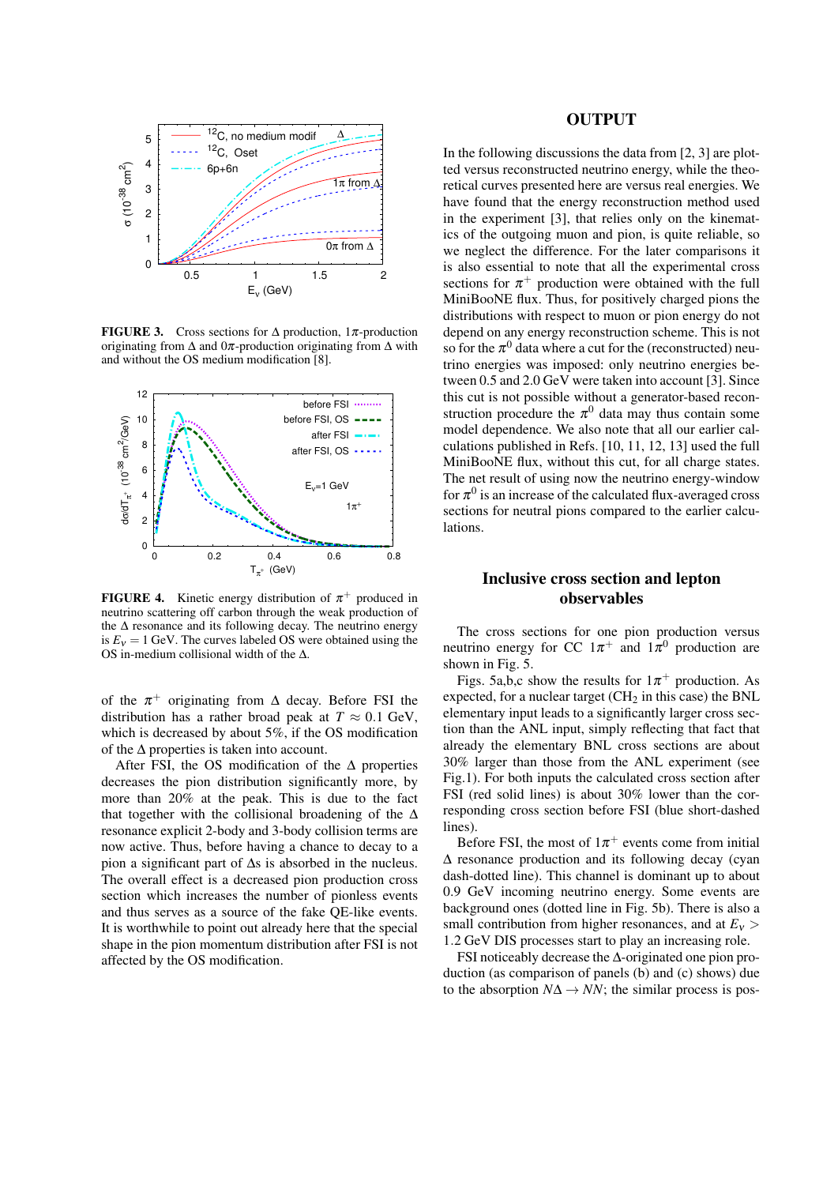**FIGURE 3.** Cross sections for $\Delta$ production, $1\pi$-production originating from $\Delta$ and $0\pi$-production originating from $\Delta$ with and without the OS medium modification [8].

**FIGURE 4.** Kinetic energy distribution of $\pi^+$ produced in neutrino scattering off carbon through the weak production of the $\Delta$ resonance and its following decay. The neutrino energy is $E_\nu = 1$ GeV. The curves labeled OS were obtained using the OS in-medium collisional width of the $\Delta$.

of the $\pi^+$ originating from $\Delta$ decay. Before FSI the distribution has a rather broad peak at $T \approx 0.1$ GeV, which is decreased by about 5%, if the OS modification of the $\Delta$ properties is taken into account.

After FSI, the OS modification of the $\Delta$ properties decreases the pion distribution significantly more, by more than 20% at the peak. This is due to the fact that together with the collisional broadening of the $\Delta$ resonance explicit 2-body and 3-body collision terms are now active. Thus, before having a chance to decay to a pion a significant part of $\Delta$s is absorbed in the nucleus. The overall effect is a decreased pion production cross section which increases the number of pionless events and thus serves as a source of the fake QE-like events. It is worthwhile to point out already here that the special shape in the pion momentum distribution after FSI is not affected by the OS modification.

## OUTPUT

In the following discussions the data from [2, 3] are plotted versus reconstructed neutrino energy, while the theoretical curves presented here are versus real energies. We have found that the energy reconstruction method used in the experiment [3], that relies only on the kinematics of the outgoing muon and pion, is quite reliable, so we neglect the difference. For the later comparisons it is also essential to note that all the experimental cross sections for $\pi^+$ production were obtained with the full MiniBooNE flux. Thus, for positively charged pions the distributions with respect to muon or pion energy do not depend on any energy reconstruction scheme. This is not so for the $\pi^0$ data where a cut for the (reconstructed) neutrino energies was imposed: only neutrino energies between 0.5 and 2.0 GeV were taken into account [3]. Since this cut is not possible without a generator-based reconstruction procedure the $\pi^0$ data may thus contain some model dependence. We also note that all our earlier calculations published in Refs. [10, 11, 12, 13] used the full MiniBooNE flux, without this cut, for all charge states. The net result of using now the neutrino energy-window for $\pi^0$ is an increase of the calculated flux-averaged cross sections for neutral pions compared to the earlier calculations.

## Inclusive cross section and lepton observables

The cross sections for one pion production versus neutrino energy for CC $1\pi^+$ and $1\pi^0$ production are shown in Fig. 5.

Figs. 5a,b,c show the results for $1\pi^+$ production. As expected, for a nuclear target ($CH_2$ in this case) the BNL elementary input leads to a significantly larger cross section than the ANL input, simply reflecting that fact that already the elementary BNL cross sections are about 30% larger than those from the ANL experiment (see Fig.1). For both inputs the calculated cross section after FSI (red solid lines) is about 30% lower than the corresponding cross section before FSI (blue short-dashed lines).

Before FSI, the most of $1\pi^+$ events come from initial $\Delta$ resonance production and its following decay (cyan dash-dotted line). This channel is dominant up to about 0.9 GeV incoming neutrino energy. Some events are background ones (dotted line in Fig. 5b). There is also a small contribution from higher resonances, and at $E_\nu >$ 1.2 GeV DIS processes start to play an increasing role.

FSI noticeably decrease the $\Delta$-originated one pion production (as comparison of panels (b) and (c) shows) due to the absorption $N\Delta \to NN$; the similar process is pos-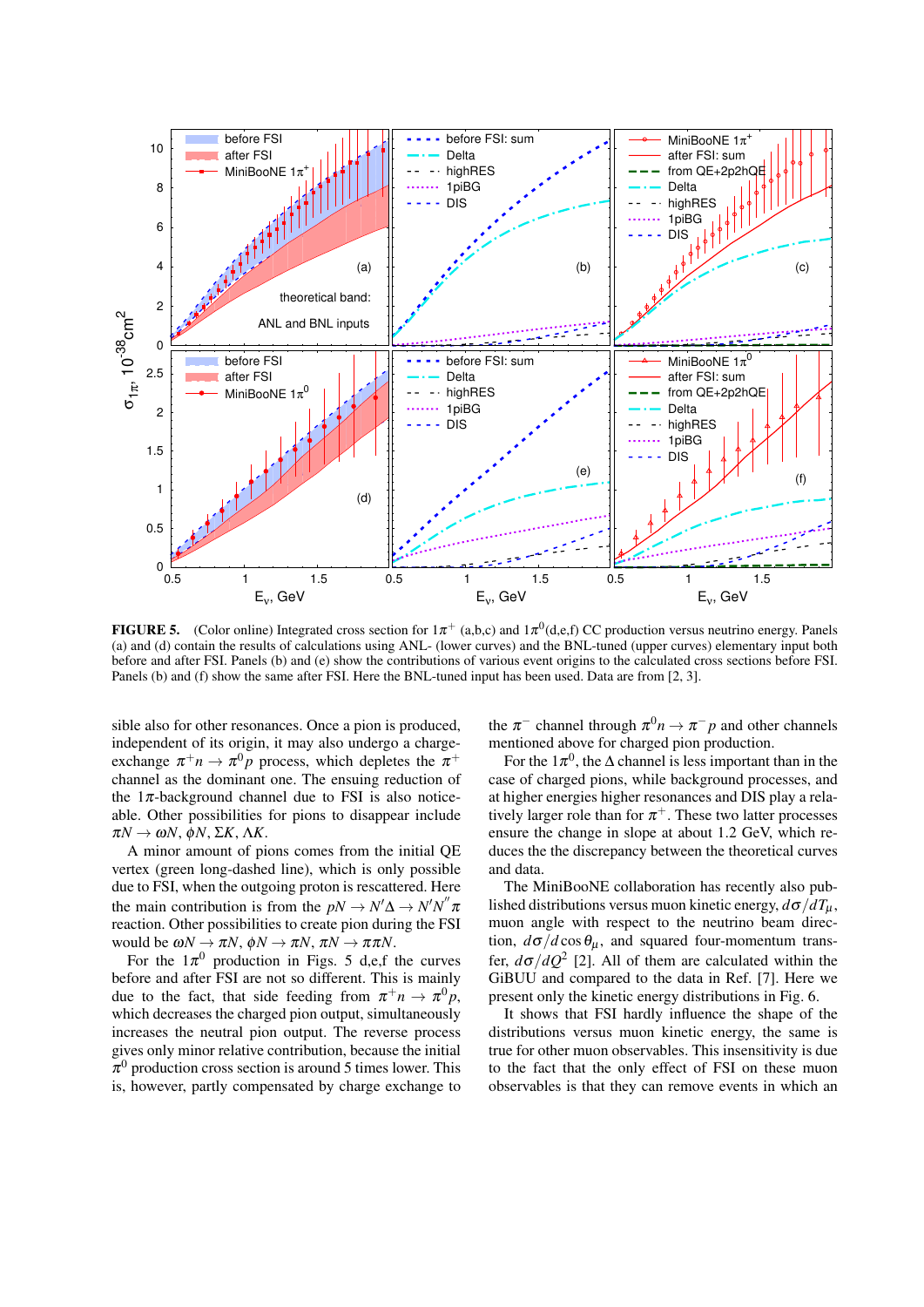**FIGURE 5.** (Color online) Integrated cross section for $1\pi^+$ (a,b,c) and $1\pi^0$(d,e,f) CC production versus neutrino energy. Panels (a) and (d) contain the results of calculations using ANL- (lower curves) and the BNL-tuned (upper curves) elementary input both before and after FSI. Panels (b) and (e) show the contributions of various event origins to the calculated cross sections before FSI. Panels (b) and (f) show the same after FSI. Here the BNL-tuned input has been used. Data are from [2, 3].

sible also for other resonances. Once a pion is produced, independent of its origin, it may also undergo a charge-exchange $\pi^+ n \to \pi^0 p$ process, which depletes the $\pi^+$ channel as the dominant one. The ensuing reduction of the $1\pi$-background channel due to FSI is also noticeable. Other possibilities for pions to disappear include $\pi N \to \omega N$, $\phi N$, $\Sigma K$, $\Lambda K$.

A minor amount of pions comes from the initial QE vertex (green long-dashed line), which is only possible due to FSI, when the outgoing proton is rescattered. Here the main contribution is from the $pN \to N'\Delta \to N'N''\pi$ reaction. Other possibilities to create pion during the FSI would be $\omega N \to \pi N$, $\phi N \to \pi N$, $\pi N \to \pi\pi N$.

For the $1\pi^0$ production in Figs. 5 d,e,f the curves before and after FSI are not so different. This is mainly due to the fact, that side feeding from $\pi^+ n \to \pi^0 p$, which decreases the charged pion output, simultaneously increases the neutral pion output. The reverse process gives only minor relative contribution, because the initial $\pi^0$ production cross section is around 5 times lower. This is, however, partly compensated by charge exchange to the $\pi^-$ channel through $\pi^0 n \to \pi^- p$ and other channels mentioned above for charged pion production.

For the $1\pi^0$, the $\Delta$ channel is less important than in the case of charged pions, while background processes, and at higher energies higher resonances and DIS play a relatively larger role than for $\pi^+$. These two latter processes ensure the change in slope at about 1.2 GeV, which reduces the the discrepancy between the theoretical curves and data.

The MiniBooNE collaboration has recently also published distributions versus muon kinetic energy, $d\sigma/dT_\mu$, muon angle with respect to the neutrino beam direction, $d\sigma/d\cos\theta_\mu$, and squared four-momentum transfer, $d\sigma/dQ^2$ [2]. All of them are calculated within the GiBUU and compared to the data in Ref. [7]. Here we present only the kinetic energy distributions in Fig. 6.

It shows that FSI hardly influence the shape of the distributions versus muon kinetic energy, the same is true for other muon observables. This insensitivity is due to the fact that the only effect of FSI on these muon observables is that they can remove events in which an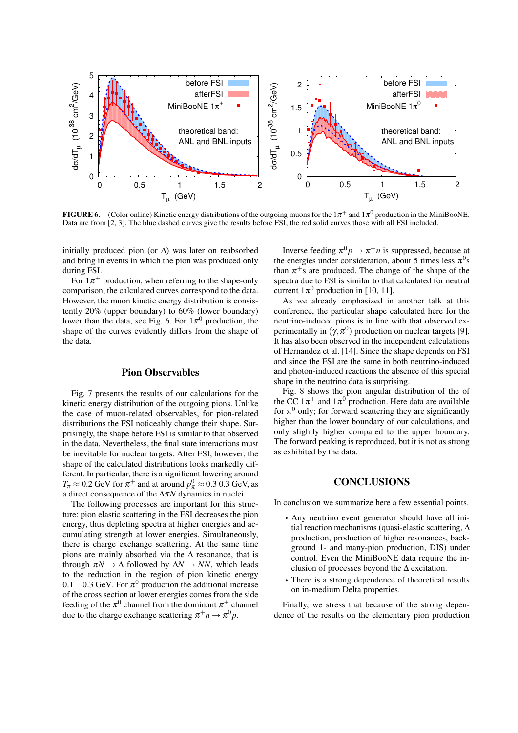FIGURE 6. (Color online) Kinetic energy distributions of the outgoing muons for the $1\pi^+$ and $1\pi^0$ production in the MiniBooNE. Data are from [2, 3]. The blue dashed curves give the results before FSI, the red solid curves those with all FSI included.

initially produced pion (or $\Delta$) was later on reabsorbed and bring in events in which the pion was produced only during FSI.

For $1\pi^+$ production, when referring to the shape-only comparison, the calculated curves correspond to the data. However, the muon kinetic energy distribution is consistently 20% (upper boundary) to 60% (lower boundary) lower than the data, see Fig. 6. For $1\pi^0$ production, the shape of the curves evidently differs from the shape of the data.

## Pion Observables

Fig. 7 presents the results of our calculations for the kinetic energy distribution of the outgoing pions. Unlike the case of muon-related observables, for pion-related distributions the FSI noticeably change their shape. Surprisingly, the shape before FSI is similar to that observed in the data. Nevertheless, the final state interactions must be inevitable for nuclear targets. After FSI, however, the shape of the calculated distributions looks markedly different. In particular, there is a significant lowering around $T_\pi \approx 0.2$ GeV for $\pi^+$ and at around $p_\pi^0 \approx 0.3$ 0.3 GeV, as a direct consequence of the $\Delta\pi N$ dynamics in nuclei.

The following processes are important for this structure: pion elastic scattering in the FSI decreases the pion energy, thus depleting spectra at higher energies and accumulating strength at lower energies. Simultaneously, there is charge exchange scattering. At the same time pions are mainly absorbed via the $\Delta$ resonance, that is through $\pi N \to \Delta$ followed by $\Delta N \to NN$, which leads to the reduction in the region of pion kinetic energy $0.1 - 0.3$ GeV. For $\pi^0$ production the additional increase of the cross section at lower energies comes from the side feeding of the $\pi^0$ channel from the dominant $\pi^+$ channel due to the charge exchange scattering $\pi^+ n \to \pi^0 p$.

Inverse feeding $\pi^0 p \to \pi^+ n$ is suppressed, because at the energies under consideration, about 5 times less $\pi^0$s than $\pi^+$s are produced. The change of the shape of the spectra due to FSI is similar to that calculated for neutral current $1\pi^0$ production in [10, 11].

As we already emphasized in another talk at this conference, the particular shape calculated here for the neutrino-induced pions is in line with that observed experimentally in $(\gamma, \pi^0)$ production on nuclear targets [9]. It has also been observed in the independent calculations of Hernandez et al. [14]. Since the shape depends on FSI and since the FSI are the same in both neutrino-induced and photon-induced reactions the absence of this special shape in the neutrino data is surprising.

Fig. 8 shows the pion angular distribution of the of the CC $1\pi^+$ and $1\pi^0$ production. Here data are available for $\pi^0$ only; for forward scattering they are significantly higher than the lower boundary of our calculations, and only slightly higher compared to the upper boundary. The forward peaking is reproduced, but it is not as strong as exhibited by the data.

## CONCLUSIONS

In conclusion we summarize here a few essential points.

- Any neutrino event generator should have all initial reaction mechanisms (quasi-elastic scattering, $\Delta$ production, production of higher resonances, background 1- and many-pion production, DIS) under control. Even the MiniBooNE data require the inclusion of processes beyond the $\Delta$ excitation.
- There is a strong dependence of theoretical results on in-medium Delta properties.

Finally, we stress that because of the strong dependence of the results on the elementary pion production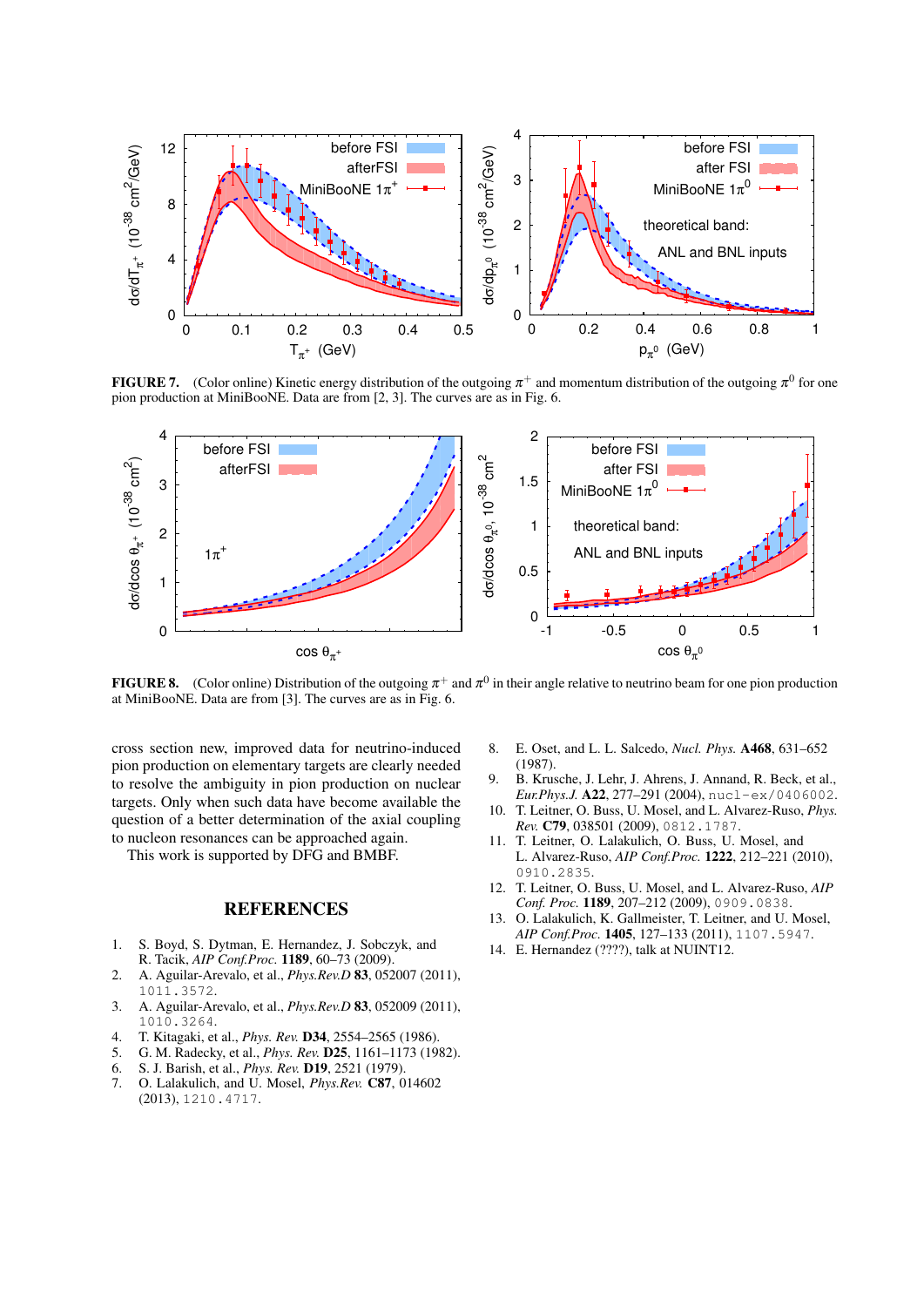before FSI
afterFSI
MiniBooNE $1\pi^+$
$d\sigma/dT_{\pi^+}$ ($10^{-38}$ cm$^2$/GeV)
$T_{\pi^+}$ (GeV)

before FSI
after FSI
MiniBooNE $1\pi^0$
theoretical band:
ANL and BNL inputs
$d\sigma/dp_{\pi^0}$ ($10^{-38}$ cm$^2$/GeV)
$p_{\pi^0}$ (GeV)

**FIGURE 7.** (Color online) Kinetic energy distribution of the outgoing $\pi^+$ and momentum distribution of the outgoing $\pi^0$ for one pion production at MiniBooNE. Data are from [2, 3]. The curves are as in Fig. 6.

before FSI
afterFSI
$1\pi^+$
$d\sigma/d\cos\theta_{\pi^+}$ ($10^{-38}$ cm$^2$)
$\cos\theta_{\pi^+}$

before FSI
after FSI
MiniBooNE $1\pi^0$
theoretical band:
ANL and BNL inputs
$d\sigma/d\cos\theta_{\pi^0}$, $10^{-38}$ cm$^2$
$\cos\theta_{\pi^0}$

**FIGURE 8.** (Color online) Distribution of the outgoing $\pi^+$ and $\pi^0$ in their angle relative to neutrino beam for one pion production at MiniBooNE. Data are from [3]. The curves are as in Fig. 6.

cross section new, improved data for neutrino-induced pion production on elementary targets are clearly needed to resolve the ambiguity in pion production on nuclear targets. Only when such data have become available the question of a better determination of the axial coupling to nucleon resonances can be approached again.

This work is supported by DFG and BMBF.

## REFERENCES

1. S. Boyd, S. Dytman, E. Hernandez, J. Sobczyk, and R. Tacik, *AIP Conf.Proc.* **1189**, 60–73 (2009).
2. A. Aguilar-Arevalo, et al., *Phys.Rev.D* **83**, 052007 (2011), 1011.3572.
3. A. Aguilar-Arevalo, et al., *Phys.Rev.D* **83**, 052009 (2011), 1010.3264.
4. T. Kitagaki, et al., *Phys. Rev.* **D34**, 2554–2565 (1986).
5. G. M. Radecky, et al., *Phys. Rev.* **D25**, 1161–1173 (1982).
6. S. J. Barish, et al., *Phys. Rev.* **D19**, 2521 (1979).
7. O. Lalakulich, and U. Mosel, *Phys.Rev.* **C87**, 014602 (2013), 1210.4717.
8. E. Oset, and L. L. Salcedo, *Nucl. Phys.* **A468**, 631–652 (1987).
9. B. Krusche, J. Lehr, J. Ahrens, J. Annand, R. Beck, et al., *Eur.Phys.J.* **A22**, 277–291 (2004), nucl-ex/0406002.
10. T. Leitner, O. Buss, U. Mosel, and L. Alvarez-Ruso, *Phys. Rev.* **C79**, 038501 (2009), 0812.1787.
11. T. Leitner, O. Lalakulich, O. Buss, U. Mosel, and L. Alvarez-Ruso, *AIP Conf.Proc.* **1222**, 212–221 (2010), 0910.2835.
12. T. Leitner, O. Buss, U. Mosel, and L. Alvarez-Ruso, *AIP Conf. Proc.* **1189**, 207–212 (2009), 0909.0838.
13. O. Lalakulich, K. Gallmeister, T. Leitner, and U. Mosel, *AIP Conf.Proc.* **1405**, 127–133 (2011), 1107.5947.
14. E. Hernandez (????), talk at NUINT12.